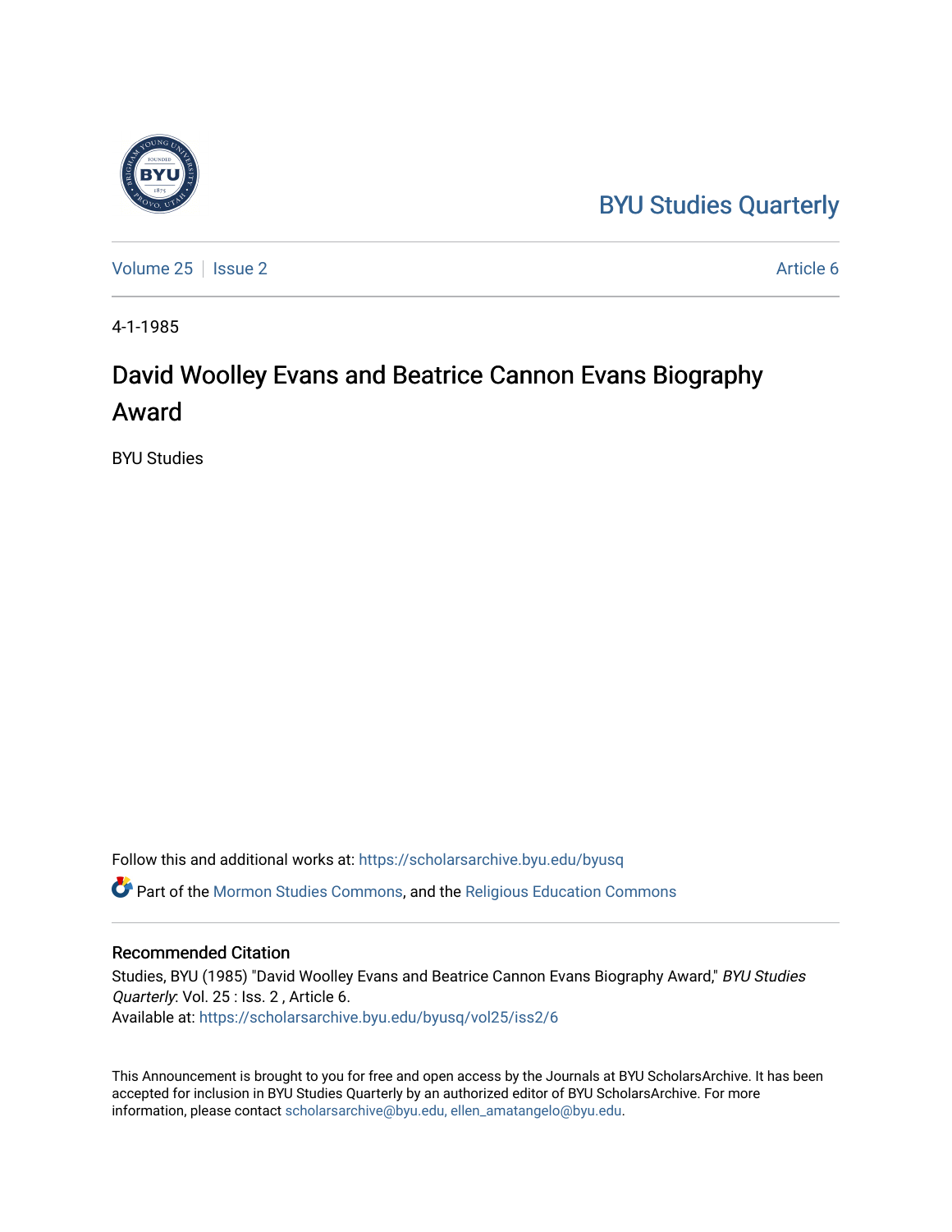BYU Studies Quarterly

Volume 25 | Issue 2 | Article 6

4-1-1985

# David Woolley Evans and Beatrice Cannon Evans Biography Award

BYU Studies

Follow this and additional works at: https://scholarsarchive.byu.edu/byusq

Part of the Mormon Studies Commons, and the Religious Education Commons

## Recommended Citation

Studies, BYU (1985) "David Woolley Evans and Beatrice Cannon Evans Biography Award," *BYU Studies Quarterly*: Vol. 25 : Iss. 2 , Article 6.
Available at: https://scholarsarchive.byu.edu/byusq/vol25/iss2/6

This Announcement is brought to you for free and open access by the Journals at BYU ScholarsArchive. It has been accepted for inclusion in BYU Studies Quarterly by an authorized editor of BYU ScholarsArchive. For more information, please contact scholarsarchive@byu.edu, ellen_amatangelo@byu.edu.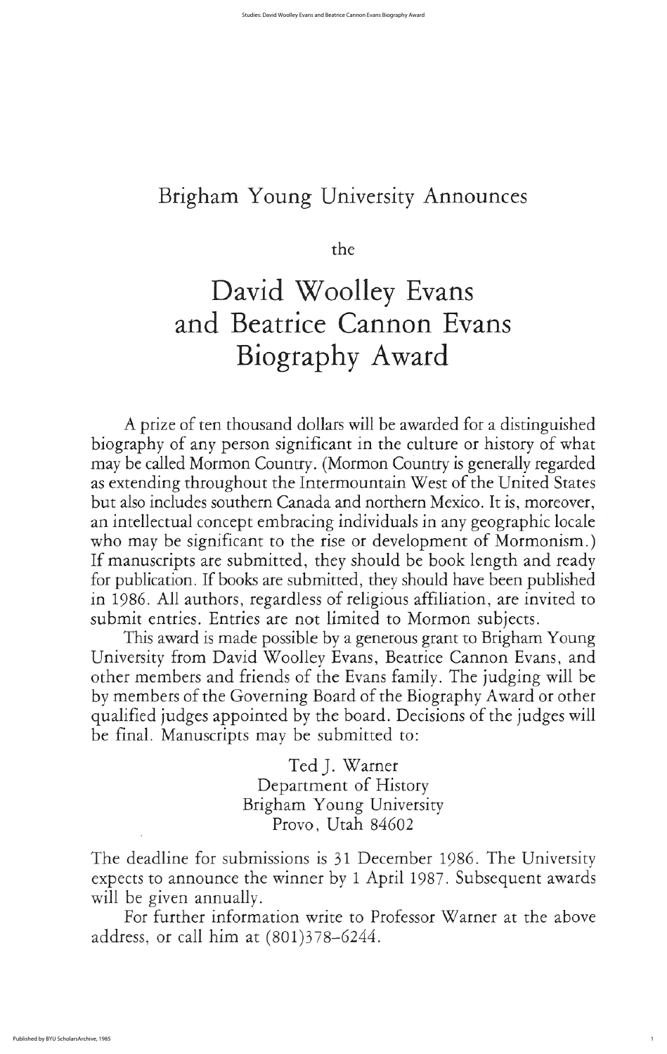Brigham Young University Announces

the

# David Woolley Evans and Beatrice Cannon Evans Biography Award

A prize of ten thousand dollars will be awarded for a distinguished biography of any person significant in the culture or history of what may be called Mormon Country. (Mormon Country is generally regarded as extending throughout the Intermountain West of the United States but also includes southern Canada and northern Mexico. It is, moreover, an intellectual concept embracing individuals in any geographic locale who may be significant to the rise or development of Mormonism.) If manuscripts are submitted, they should be book length and ready for publication. If books are submitted, they should have been published in 1986. All authors, regardless of religious affiliation, are invited to submit entries. Entries are not limited to Mormon subjects.

This award is made possible by a generous grant to Brigham Young University from David Woolley Evans, Beatrice Cannon Evans, and other members and friends of the Evans family. The judging will be by members of the Governing Board of the Biography Award or other qualified judges appointed by the board. Decisions of the judges will be final. Manuscripts may be submitted to:

Ted J. Warner
Department of History
Brigham Young University
Provo, Utah 84602

The deadline for submissions is 31 December 1986. The University expects to announce the winner by 1 April 1987. Subsequent awards will be given annually.

For further information write to Professor Warner at the above address, or call him at (801)378–6244.